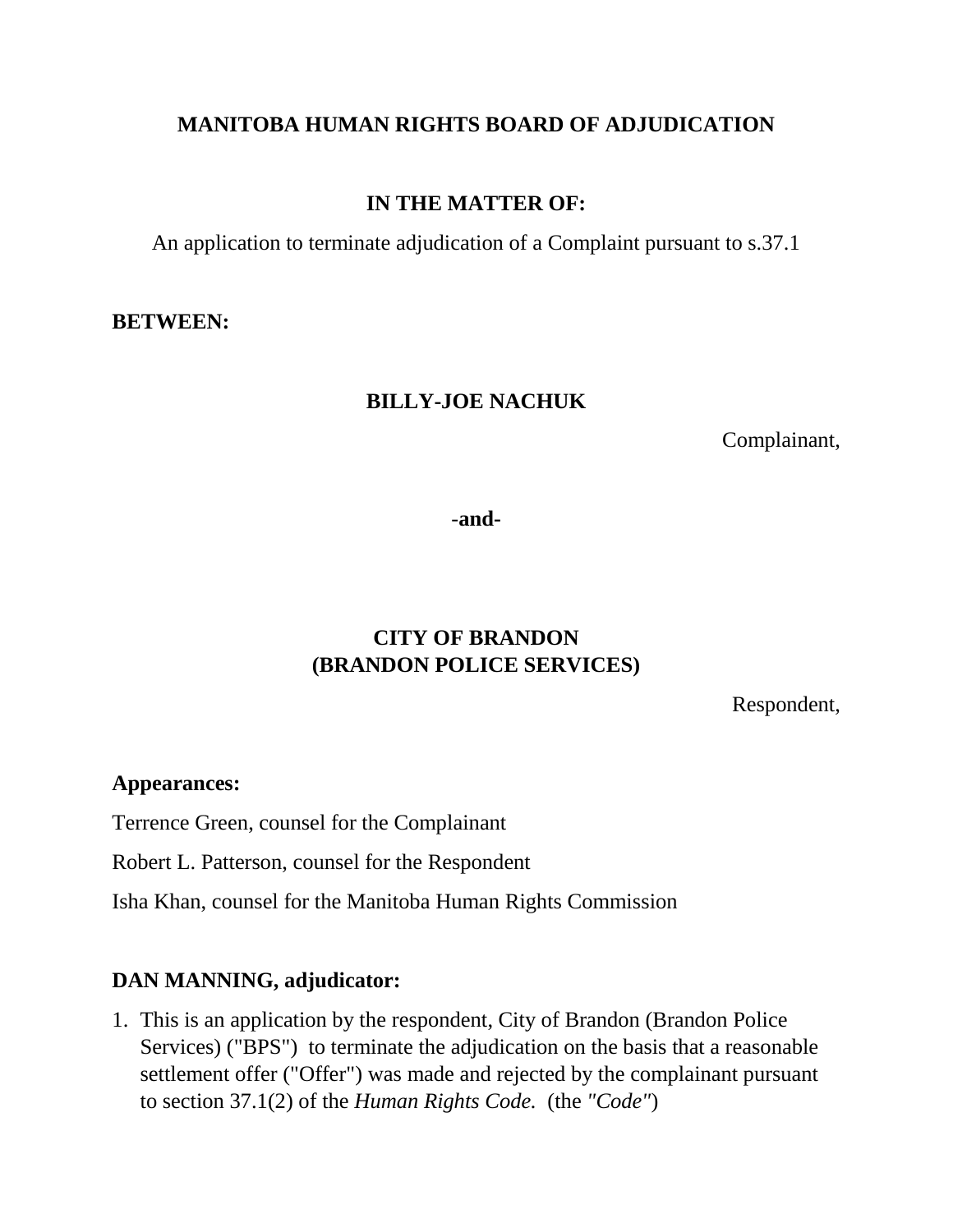**MANITOBA HUMAN RIGHTS BOARD OF ADJUDICATION**

**IN THE MATTER OF:**

An application to terminate adjudication of a Complaint pursuant to s.37.1

**BETWEEN:**

**BILLY-JOE NACHUK**

Complainant,

**-and-**

**CITY OF BRANDON**
**(BRANDON POLICE SERVICES)**

Respondent,

**Appearances:**

Terrence Green, counsel for the Complainant

Robert L. Patterson, counsel for the Respondent

Isha Khan, counsel for the Manitoba Human Rights Commission

**DAN MANNING, adjudicator:**

1. This is an application by the respondent, City of Brandon (Brandon Police Services) ("BPS") to terminate the adjudication on the basis that a reasonable settlement offer ("Offer") was made and rejected by the complainant pursuant to section 37.1(2) of the *Human Rights Code.* (the *"Code"*)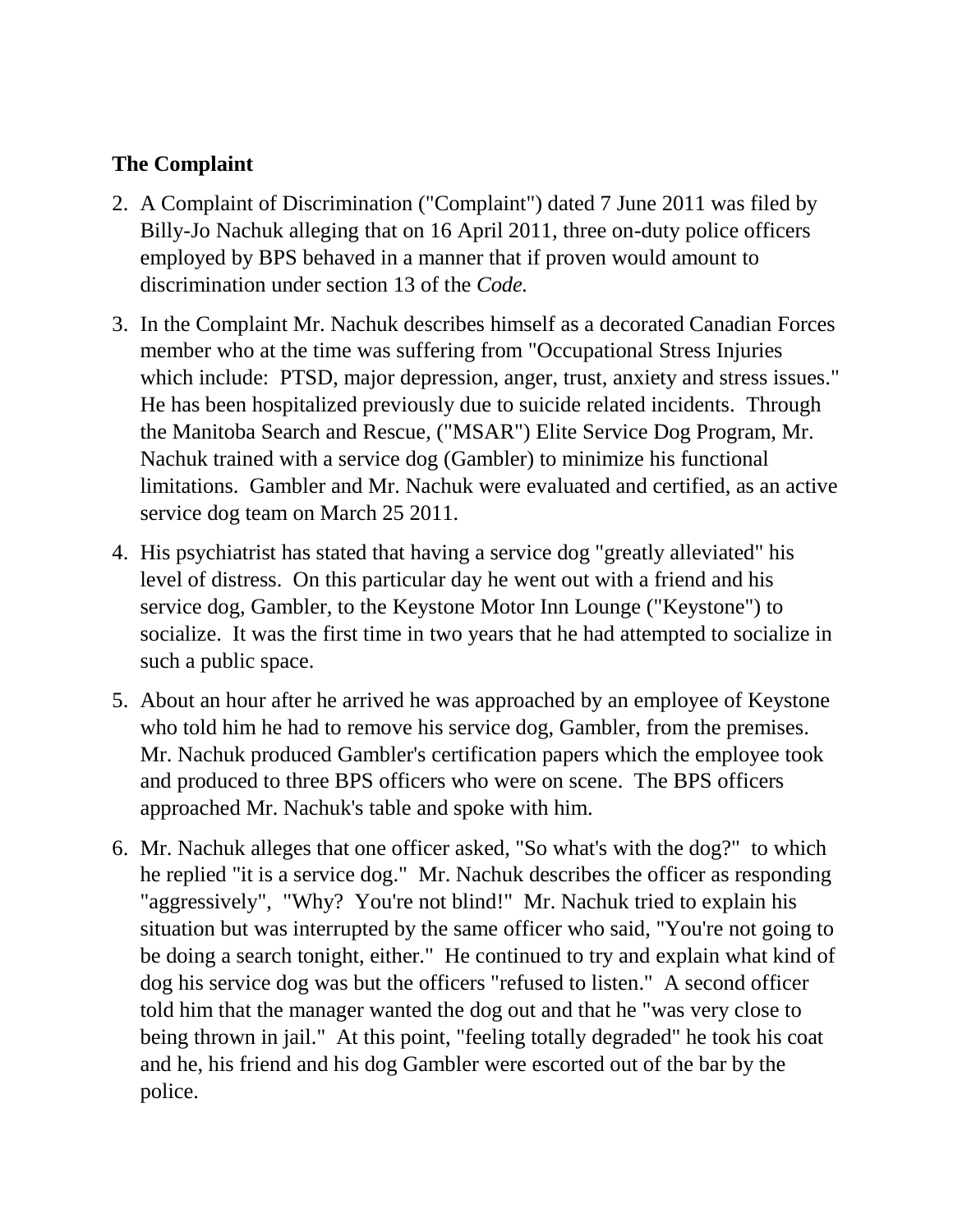**The Complaint**

2. A Complaint of Discrimination ("Complaint") dated 7 June 2011 was filed by Billy-Jo Nachuk alleging that on 16 April 2011, three on-duty police officers employed by BPS behaved in a manner that if proven would amount to discrimination under section 13 of the *Code.*

3. In the Complaint Mr. Nachuk describes himself as a decorated Canadian Forces member who at the time was suffering from "Occupational Stress Injuries which include: PTSD, major depression, anger, trust, anxiety and stress issues." He has been hospitalized previously due to suicide related incidents. Through the Manitoba Search and Rescue, ("MSAR") Elite Service Dog Program, Mr. Nachuk trained with a service dog (Gambler) to minimize his functional limitations. Gambler and Mr. Nachuk were evaluated and certified, as an active service dog team on March 25 2011.

4. His psychiatrist has stated that having a service dog "greatly alleviated" his level of distress. On this particular day he went out with a friend and his service dog, Gambler, to the Keystone Motor Inn Lounge ("Keystone") to socialize. It was the first time in two years that he had attempted to socialize in such a public space.

5. About an hour after he arrived he was approached by an employee of Keystone who told him he had to remove his service dog, Gambler, from the premises. Mr. Nachuk produced Gambler's certification papers which the employee took and produced to three BPS officers who were on scene. The BPS officers approached Mr. Nachuk's table and spoke with him.

6. Mr. Nachuk alleges that one officer asked, "So what's with the dog?" to which he replied "it is a service dog." Mr. Nachuk describes the officer as responding "aggressively", "Why? You're not blind!" Mr. Nachuk tried to explain his situation but was interrupted by the same officer who said, "You're not going to be doing a search tonight, either." He continued to try and explain what kind of dog his service dog was but the officers "refused to listen." A second officer told him that the manager wanted the dog out and that he "was very close to being thrown in jail." At this point, "feeling totally degraded" he took his coat and he, his friend and his dog Gambler were escorted out of the bar by the police.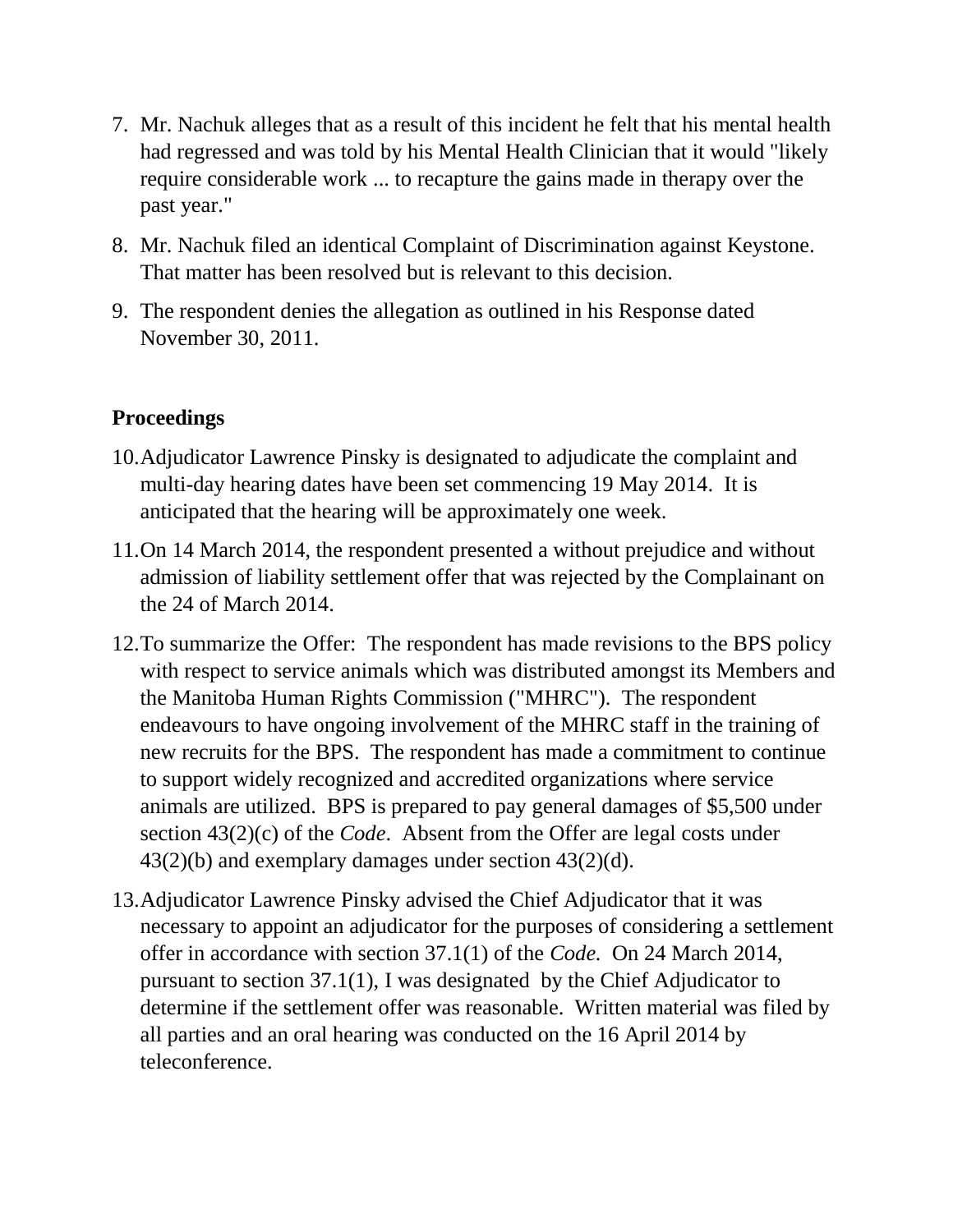7. Mr. Nachuk alleges that as a result of this incident he felt that his mental health had regressed and was told by his Mental Health Clinician that it would "likely require considerable work ... to recapture the gains made in therapy over the past year."

8. Mr. Nachuk filed an identical Complaint of Discrimination against Keystone. That matter has been resolved but is relevant to this decision.

9. The respondent denies the allegation as outlined in his Response dated November 30, 2011.

**Proceedings**

10. Adjudicator Lawrence Pinsky is designated to adjudicate the complaint and multi-day hearing dates have been set commencing 19 May 2014. It is anticipated that the hearing will be approximately one week.

11. On 14 March 2014, the respondent presented a without prejudice and without admission of liability settlement offer that was rejected by the Complainant on the 24 of March 2014.

12. To summarize the Offer: The respondent has made revisions to the BPS policy with respect to service animals which was distributed amongst its Members and the Manitoba Human Rights Commission ("MHRC"). The respondent endeavours to have ongoing involvement of the MHRC staff in the training of new recruits for the BPS. The respondent has made a commitment to continue to support widely recognized and accredited organizations where service animals are utilized. BPS is prepared to pay general damages of $5,500 under section 43(2)(c) of the *Code*. Absent from the Offer are legal costs under 43(2)(b) and exemplary damages under section 43(2)(d).

13. Adjudicator Lawrence Pinsky advised the Chief Adjudicator that it was necessary to appoint an adjudicator for the purposes of considering a settlement offer in accordance with section 37.1(1) of the *Code.* On 24 March 2014, pursuant to section 37.1(1), I was designated by the Chief Adjudicator to determine if the settlement offer was reasonable. Written material was filed by all parties and an oral hearing was conducted on the 16 April 2014 by teleconference.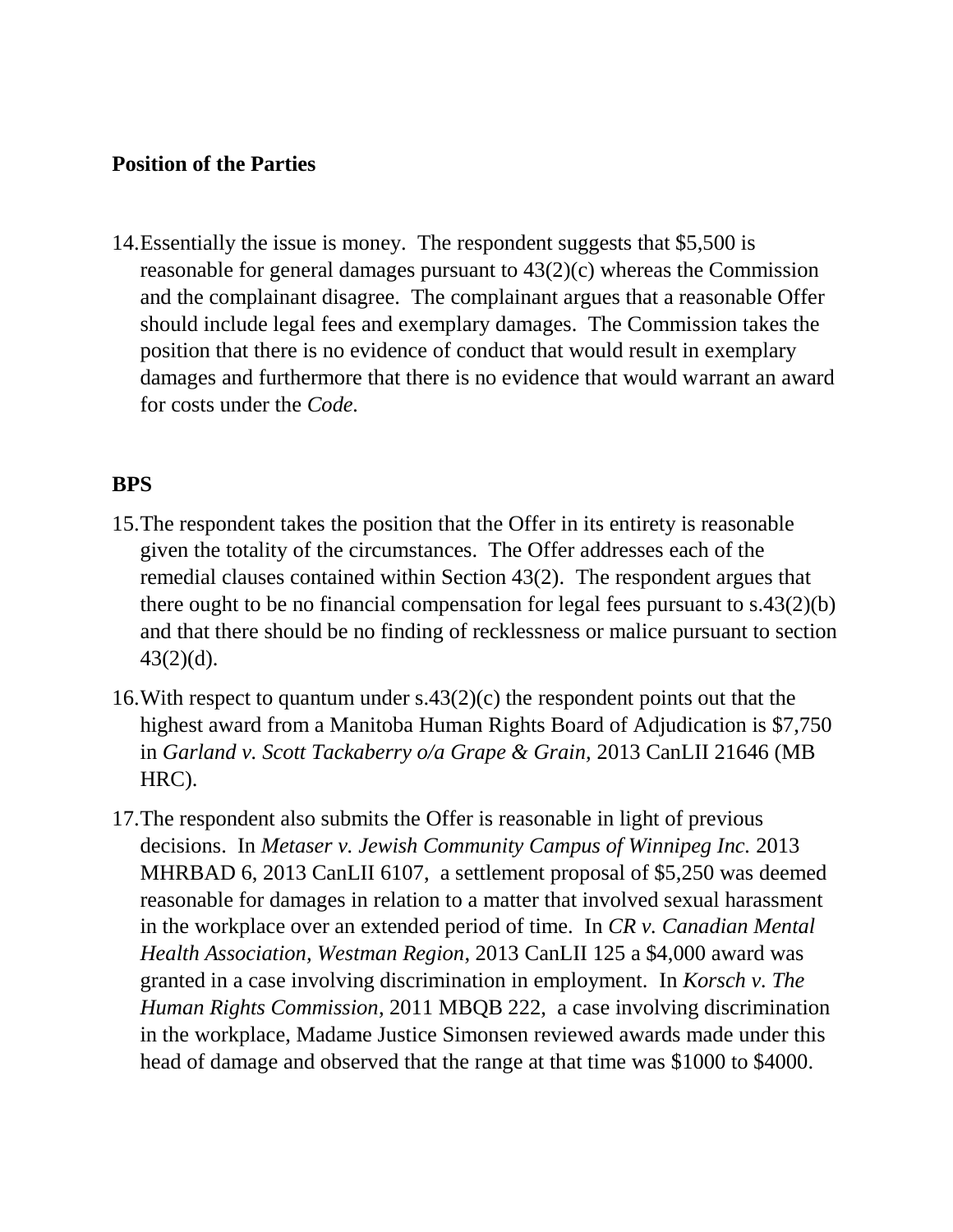**Position of the Parties**

14. Essentially the issue is money. The respondent suggests that $5,500 is reasonable for general damages pursuant to 43(2)(c) whereas the Commission and the complainant disagree. The complainant argues that a reasonable Offer should include legal fees and exemplary damages. The Commission takes the position that there is no evidence of conduct that would result in exemplary damages and furthermore that there is no evidence that would warrant an award for costs under the *Code.*

**BPS**

15. The respondent takes the position that the Offer in its entirety is reasonable given the totality of the circumstances. The Offer addresses each of the remedial clauses contained within Section 43(2). The respondent argues that there ought to be no financial compensation for legal fees pursuant to s.43(2)(b) and that there should be no finding of recklessness or malice pursuant to section 43(2)(d).

16. With respect to quantum under s.43(2)(c) the respondent points out that the highest award from a Manitoba Human Rights Board of Adjudication is $7,750 in *Garland v. Scott Tackaberry o/a Grape & Grain*, 2013 CanLII 21646 (MB HRC).

17. The respondent also submits the Offer is reasonable in light of previous decisions. In *Metaser v. Jewish Community Campus of Winnipeg Inc.* 2013 MHRBAD 6, 2013 CanLII 6107, a settlement proposal of $5,250 was deemed reasonable for damages in relation to a matter that involved sexual harassment in the workplace over an extended period of time. In *CR v. Canadian Mental Health Association, Westman Region*, 2013 CanLII 125 a $4,000 award was granted in a case involving discrimination in employment. In *Korsch v. The Human Rights Commission*, 2011 MBQB 222, a case involving discrimination in the workplace, Madame Justice Simonsen reviewed awards made under this head of damage and observed that the range at that time was $1000 to $4000.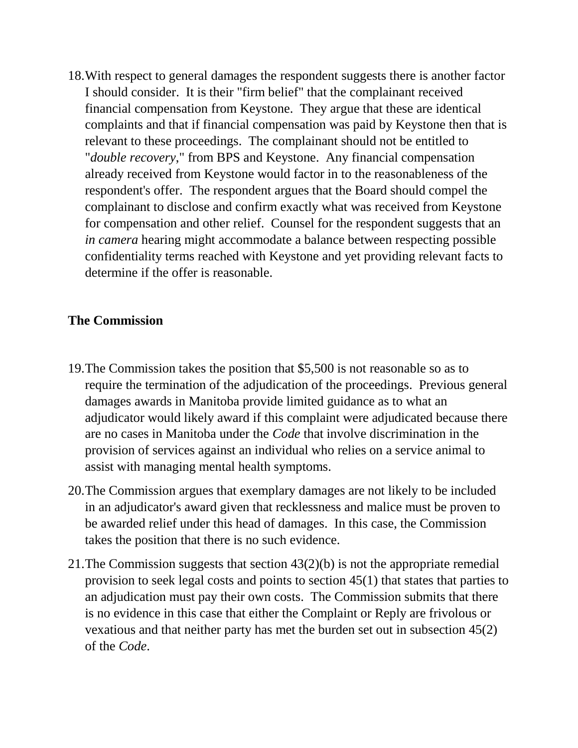18. With respect to general damages the respondent suggests there is another factor I should consider. It is their "firm belief" that the complainant received financial compensation from Keystone. They argue that these are identical complaints and that if financial compensation was paid by Keystone then that is relevant to these proceedings. The complainant should not be entitled to "*double recovery*," from BPS and Keystone. Any financial compensation already received from Keystone would factor in to the reasonableness of the respondent's offer. The respondent argues that the Board should compel the complainant to disclose and confirm exactly what was received from Keystone for compensation and other relief. Counsel for the respondent suggests that an *in camera* hearing might accommodate a balance between respecting possible confidentiality terms reached with Keystone and yet providing relevant facts to determine if the offer is reasonable.

**The Commission**

19. The Commission takes the position that $5,500 is not reasonable so as to require the termination of the adjudication of the proceedings. Previous general damages awards in Manitoba provide limited guidance as to what an adjudicator would likely award if this complaint were adjudicated because there are no cases in Manitoba under the *Code* that involve discrimination in the provision of services against an individual who relies on a service animal to assist with managing mental health symptoms.

20. The Commission argues that exemplary damages are not likely to be included in an adjudicator's award given that recklessness and malice must be proven to be awarded relief under this head of damages. In this case, the Commission takes the position that there is no such evidence.

21. The Commission suggests that section 43(2)(b) is not the appropriate remedial provision to seek legal costs and points to section 45(1) that states that parties to an adjudication must pay their own costs. The Commission submits that there is no evidence in this case that either the Complaint or Reply are frivolous or vexatious and that neither party has met the burden set out in subsection 45(2) of the *Code*.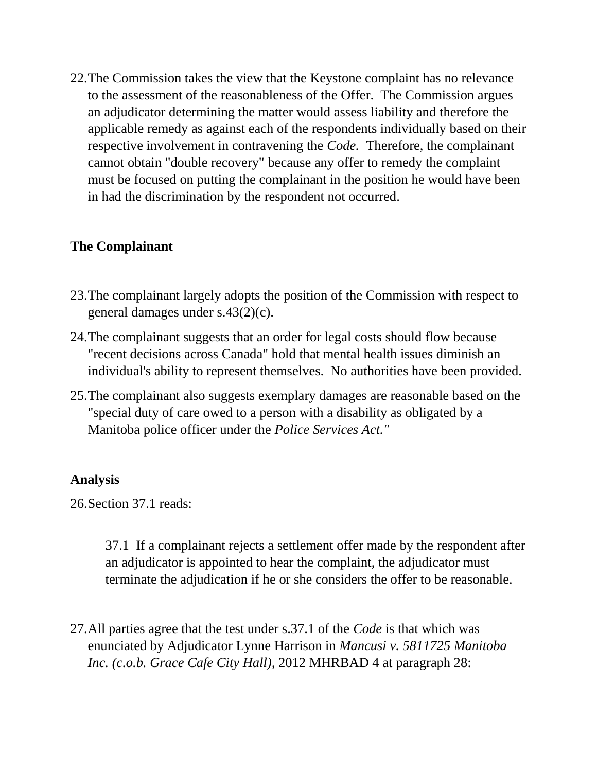22. The Commission takes the view that the Keystone complaint has no relevance to the assessment of the reasonableness of the Offer. The Commission argues an adjudicator determining the matter would assess liability and therefore the applicable remedy as against each of the respondents individually based on their respective involvement in contravening the *Code.* Therefore, the complainant cannot obtain "double recovery" because any offer to remedy the complaint must be focused on putting the complainant in the position he would have been in had the discrimination by the respondent not occurred.

**The Complainant**

23. The complainant largely adopts the position of the Commission with respect to general damages under s.43(2)(c).

24. The complainant suggests that an order for legal costs should flow because "recent decisions across Canada" hold that mental health issues diminish an individual's ability to represent themselves. No authorities have been provided.

25. The complainant also suggests exemplary damages are reasonable based on the "special duty of care owed to a person with a disability as obligated by a Manitoba police officer under the *Police Services Act."*

**Analysis**

26. Section 37.1 reads:

> 37.1 If a complainant rejects a settlement offer made by the respondent after an adjudicator is appointed to hear the complaint, the adjudicator must terminate the adjudication if he or she considers the offer to be reasonable.

27. All parties agree that the test under s.37.1 of the *Code* is that which was enunciated by Adjudicator Lynne Harrison in *Mancusi v. 5811725 Manitoba Inc. (c.o.b. Grace Cafe City Hall),* 2012 MHRBAD 4 at paragraph 28: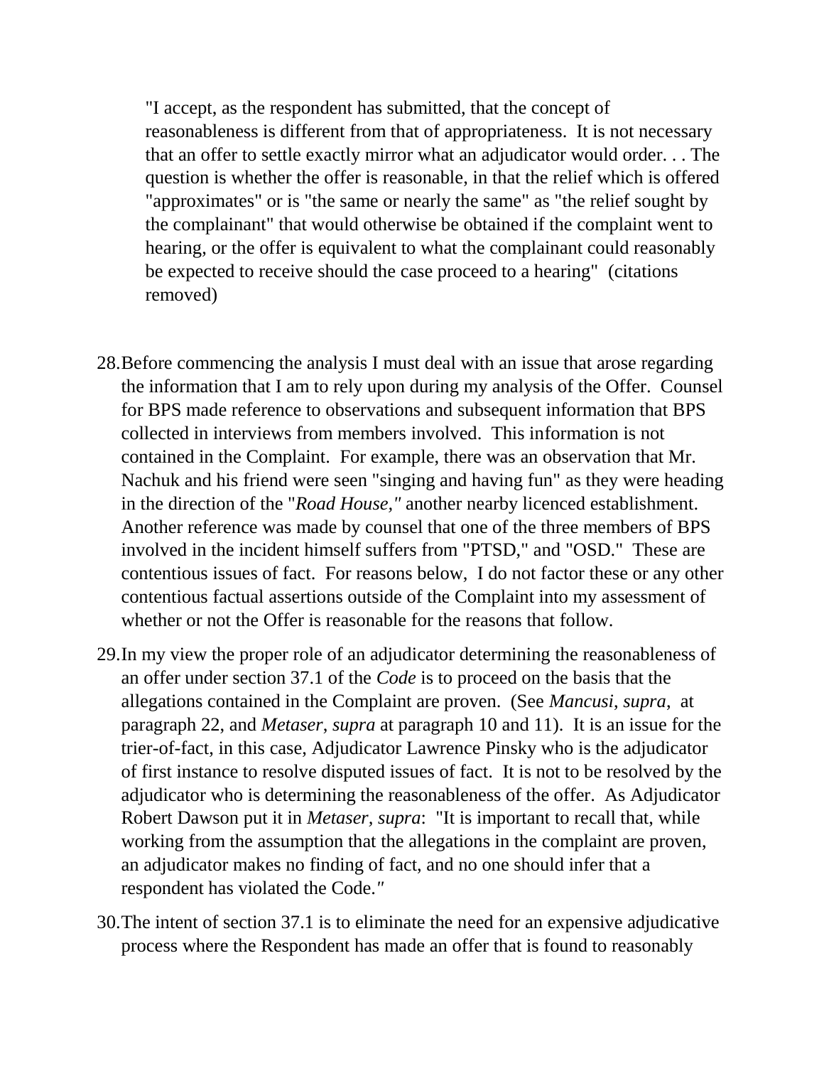> "I accept, as the respondent has submitted, that the concept of reasonableness is different from that of appropriateness. It is not necessary that an offer to settle exactly mirror what an adjudicator would order. . . The question is whether the offer is reasonable, in that the relief which is offered "approximates" or is "the same or nearly the same" as "the relief sought by the complainant" that would otherwise be obtained if the complaint went to hearing, or the offer is equivalent to what the complainant could reasonably be expected to receive should the case proceed to a hearing" (citations removed)

28. Before commencing the analysis I must deal with an issue that arose regarding the information that I am to rely upon during my analysis of the Offer. Counsel for BPS made reference to observations and subsequent information that BPS collected in interviews from members involved. This information is not contained in the Complaint. For example, there was an observation that Mr. Nachuk and his friend were seen "singing and having fun" as they were heading in the direction of the "*Road House,"* another nearby licenced establishment. Another reference was made by counsel that one of the three members of BPS involved in the incident himself suffers from "PTSD," and "OSD." These are contentious issues of fact. For reasons below, I do not factor these or any other contentious factual assertions outside of the Complaint into my assessment of whether or not the Offer is reasonable for the reasons that follow.

29. In my view the proper role of an adjudicator determining the reasonableness of an offer under section 37.1 of the *Code* is to proceed on the basis that the allegations contained in the Complaint are proven. (See *Mancusi*, *supra*, at paragraph 22, and *Metaser*, *supra* at paragraph 10 and 11). It is an issue for the trier-of-fact, in this case, Adjudicator Lawrence Pinsky who is the adjudicator of first instance to resolve disputed issues of fact. It is not to be resolved by the adjudicator who is determining the reasonableness of the offer. As Adjudicator Robert Dawson put it in *Metaser*, *supra*: "It is important to recall that, while working from the assumption that the allegations in the complaint are proven, an adjudicator makes no finding of fact, and no one should infer that a respondent has violated the Code."

30. The intent of section 37.1 is to eliminate the need for an expensive adjudicative process where the Respondent has made an offer that is found to reasonably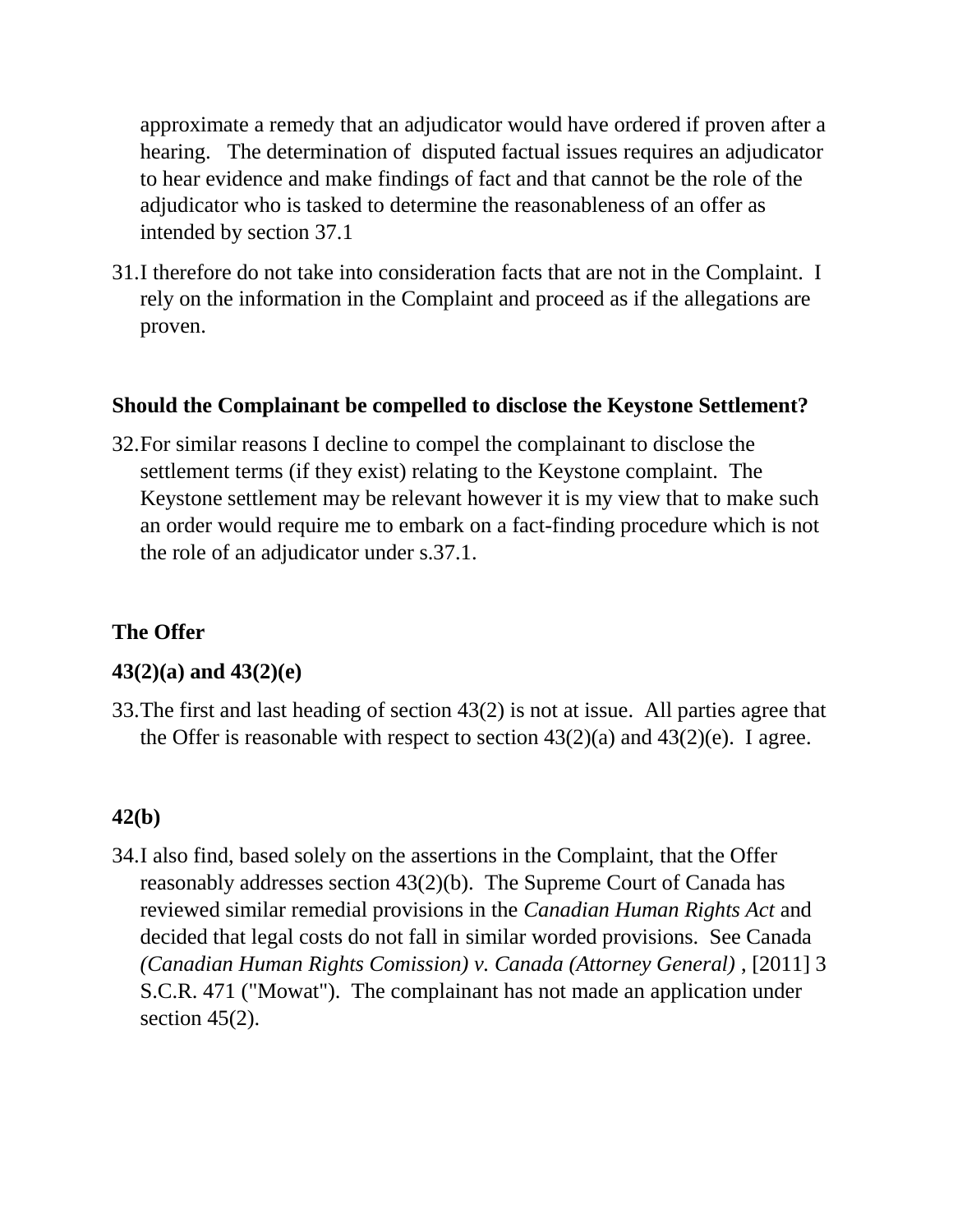approximate a remedy that an adjudicator would have ordered if proven after a hearing. The determination of disputed factual issues requires an adjudicator to hear evidence and make findings of fact and that cannot be the role of the adjudicator who is tasked to determine the reasonableness of an offer as intended by section 37.1

31. I therefore do not take into consideration facts that are not in the Complaint. I rely on the information in the Complaint and proceed as if the allegations are proven.

**Should the Complainant be compelled to disclose the Keystone Settlement?**

32. For similar reasons I decline to compel the complainant to disclose the settlement terms (if they exist) relating to the Keystone complaint. The Keystone settlement may be relevant however it is my view that to make such an order would require me to embark on a fact-finding procedure which is not the role of an adjudicator under s.37.1.

**The Offer**

**43(2)(a) and 43(2)(e)**

33. The first and last heading of section 43(2) is not at issue. All parties agree that the Offer is reasonable with respect to section 43(2)(a) and 43(2)(e). I agree.

**42(b)**

34. I also find, based solely on the assertions in the Complaint, that the Offer reasonably addresses section 43(2)(b). The Supreme Court of Canada has reviewed similar remedial provisions in the *Canadian Human Rights Act* and decided that legal costs do not fall in similar worded provisions. See Canada *(Canadian Human Rights Comission) v. Canada (Attorney General)* , [2011] 3 S.C.R. 471 ("Mowat"). The complainant has not made an application under section 45(2).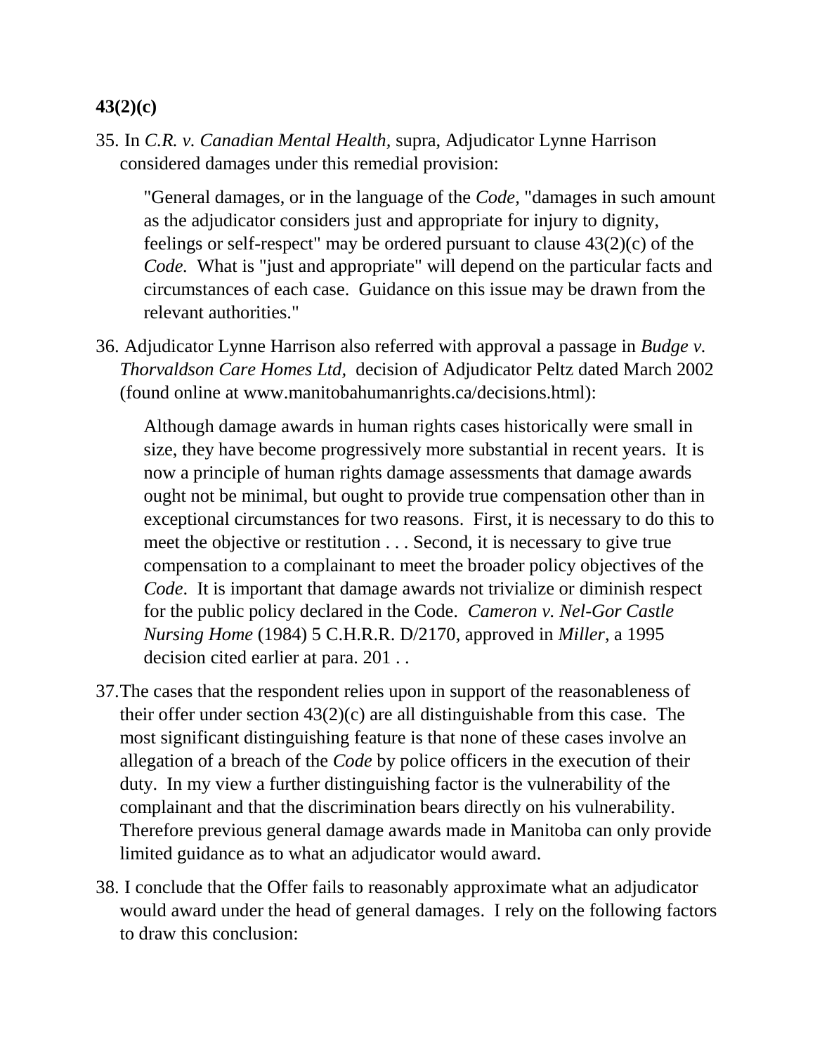**43(2)(c)**

35. In *C.R. v. Canadian Mental Health,* supra, Adjudicator Lynne Harrison considered damages under this remedial provision:

> "General damages, or in the language of the *Code,* "damages in such amount as the adjudicator considers just and appropriate for injury to dignity, feelings or self-respect" may be ordered pursuant to clause 43(2)(c) of the *Code.* What is "just and appropriate" will depend on the particular facts and circumstances of each case. Guidance on this issue may be drawn from the relevant authorities."

36. Adjudicator Lynne Harrison also referred with approval a passage in *Budge v. Thorvaldson Care Homes Ltd,* decision of Adjudicator Peltz dated March 2002 (found online at www.manitobahumanrights.ca/decisions.html):

> Although damage awards in human rights cases historically were small in size, they have become progressively more substantial in recent years. It is now a principle of human rights damage assessments that damage awards ought not be minimal, but ought to provide true compensation other than in exceptional circumstances for two reasons. First, it is necessary to do this to meet the objective or restitution . . . Second, it is necessary to give true compensation to a complainant to meet the broader policy objectives of the *Code*. It is important that damage awards not trivialize or diminish respect for the public policy declared in the Code. *Cameron v. Nel-Gor Castle Nursing Home* (1984) 5 C.H.R.R. D/2170, approved in *Miller*, a 1995 decision cited earlier at para. 201 . .

37. The cases that the respondent relies upon in support of the reasonableness of their offer under section 43(2)(c) are all distinguishable from this case. The most significant distinguishing feature is that none of these cases involve an allegation of a breach of the *Code* by police officers in the execution of their duty. In my view a further distinguishing factor is the vulnerability of the complainant and that the discrimination bears directly on his vulnerability. Therefore previous general damage awards made in Manitoba can only provide limited guidance as to what an adjudicator would award.

38. I conclude that the Offer fails to reasonably approximate what an adjudicator would award under the head of general damages. I rely on the following factors to draw this conclusion: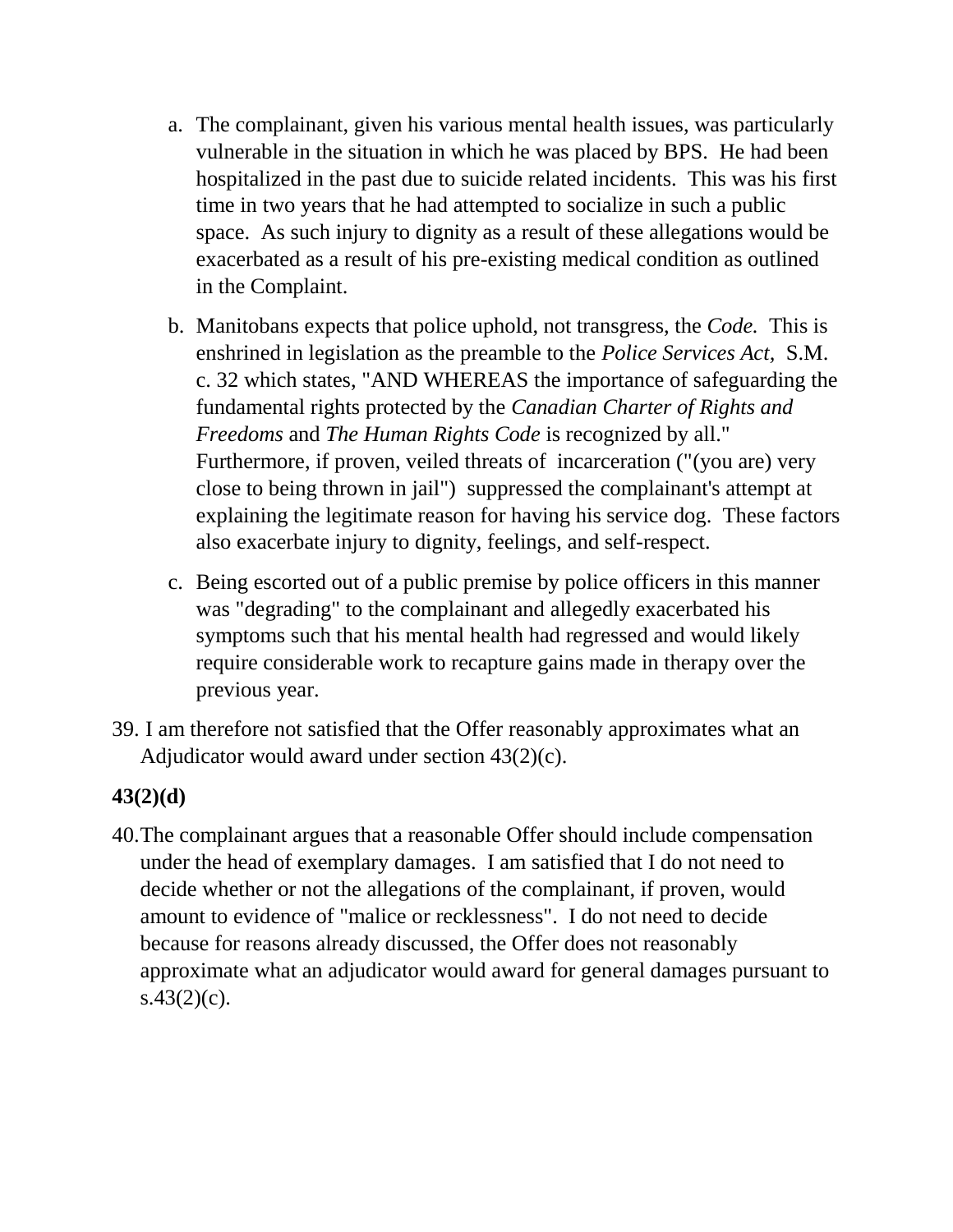a. The complainant, given his various mental health issues, was particularly vulnerable in the situation in which he was placed by BPS. He had been hospitalized in the past due to suicide related incidents. This was his first time in two years that he had attempted to socialize in such a public space. As such injury to dignity as a result of these allegations would be exacerbated as a result of his pre-existing medical condition as outlined in the Complaint.

b. Manitobans expects that police uphold, not transgress, the *Code.* This is enshrined in legislation as the preamble to the *Police Services Act,* S.M. c. 32 which states, "AND WHEREAS the importance of safeguarding the fundamental rights protected by the *Canadian Charter of Rights and Freedoms* and *The Human Rights Code* is recognized by all." Furthermore, if proven, veiled threats of incarceration ("(you are) very close to being thrown in jail") suppressed the complainant's attempt at explaining the legitimate reason for having his service dog. These factors also exacerbate injury to dignity, feelings, and self-respect.

c. Being escorted out of a public premise by police officers in this manner was "degrading" to the complainant and allegedly exacerbated his symptoms such that his mental health had regressed and would likely require considerable work to recapture gains made in therapy over the previous year.

39. I am therefore not satisfied that the Offer reasonably approximates what an Adjudicator would award under section 43(2)(c).

**43(2)(d)**

40. The complainant argues that a reasonable Offer should include compensation under the head of exemplary damages. I am satisfied that I do not need to decide whether or not the allegations of the complainant, if proven, would amount to evidence of "malice or recklessness". I do not need to decide because for reasons already discussed, the Offer does not reasonably approximate what an adjudicator would award for general damages pursuant to s.43(2)(c).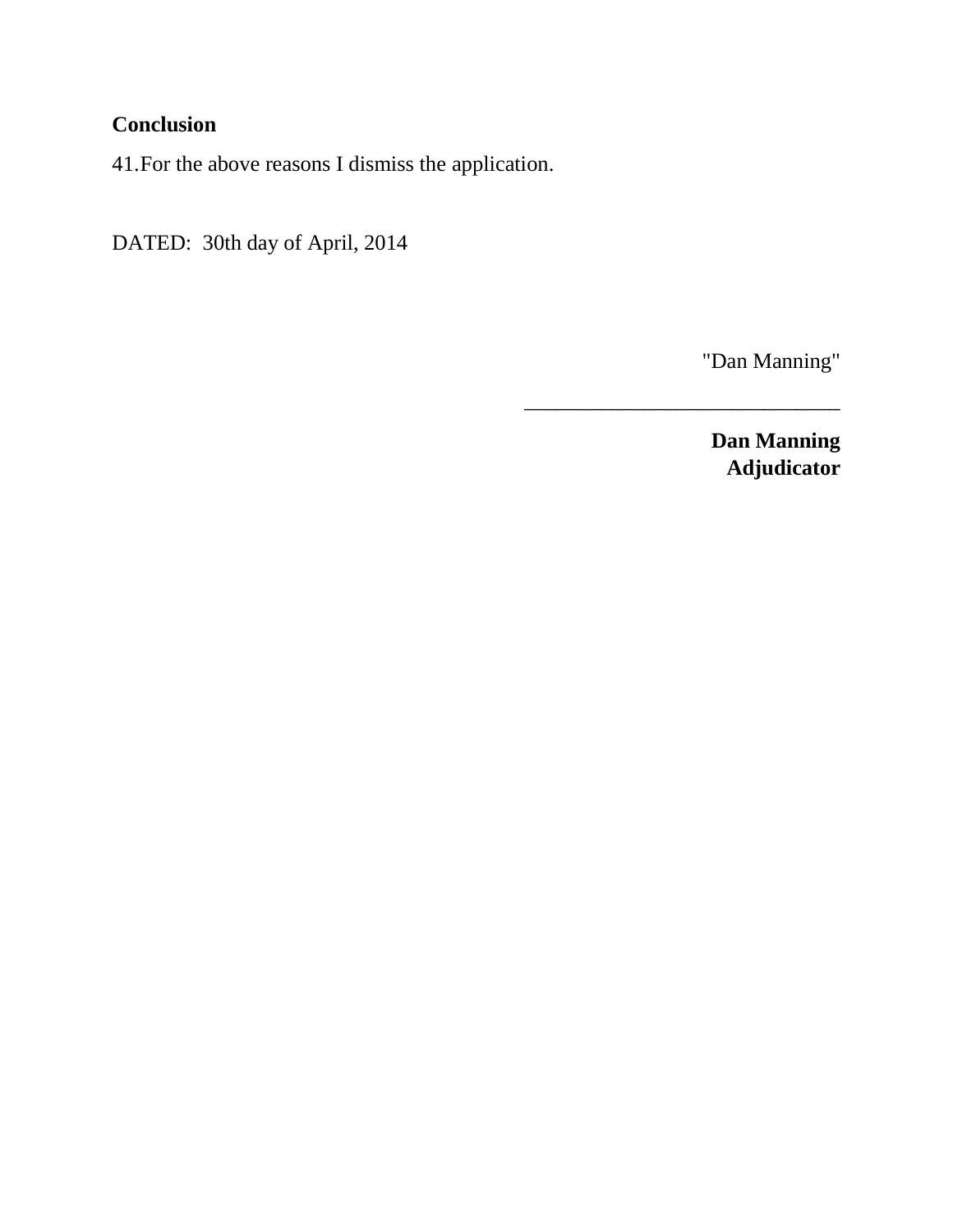**Conclusion**

41. For the above reasons I dismiss the application.

DATED: 30th day of April, 2014

"Dan Manning"

_____________________________

**Dan Manning**
**Adjudicator**